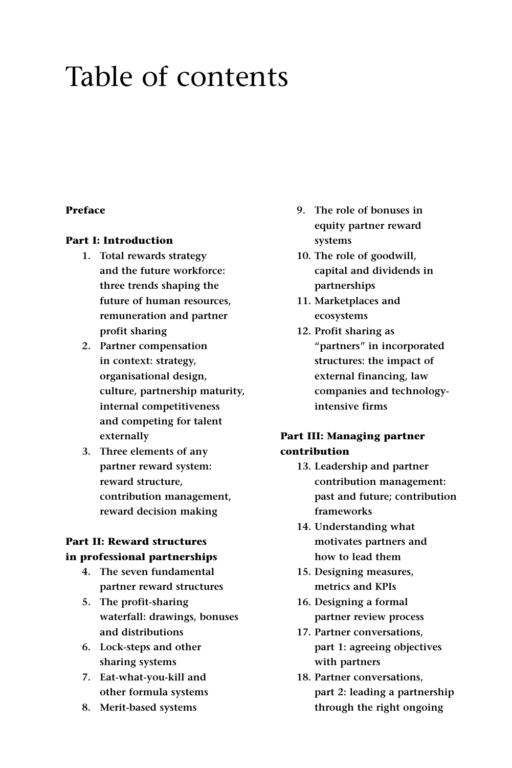# Table of contents

**Preface**

**Part I: Introduction**

1. Total rewards strategy and the future workforce: three trends shaping the future of human resources, remuneration and partner profit sharing
2. Partner compensation in context: strategy, organisational design, culture, partnership maturity, internal competitiveness and competing for talent externally
3. Three elements of any partner reward system: reward structure, contribution management, reward decision making

**Part II: Reward structures in professional partnerships**

4. The seven fundamental partner reward structures
5. The profit-sharing waterfall: drawings, bonuses and distributions
6. Lock-steps and other sharing systems
7. Eat-what-you-kill and other formula systems
8. Merit-based systems
9. The role of bonuses in equity partner reward systems
10. The role of goodwill, capital and dividends in partnerships
11. Marketplaces and ecosystems
12. Profit sharing as "partners" in incorporated structures: the impact of external financing, law companies and technology-intensive firms

**Part III: Managing partner contribution**

13. Leadership and partner contribution management: past and future; contribution frameworks
14. Understanding what motivates partners and how to lead them
15. Designing measures, metrics and KPIs
16. Designing a formal partner review process
17. Partner conversations, part 1: agreeing objectives with partners
18. Partner conversations, part 2: leading a partnership through the right ongoing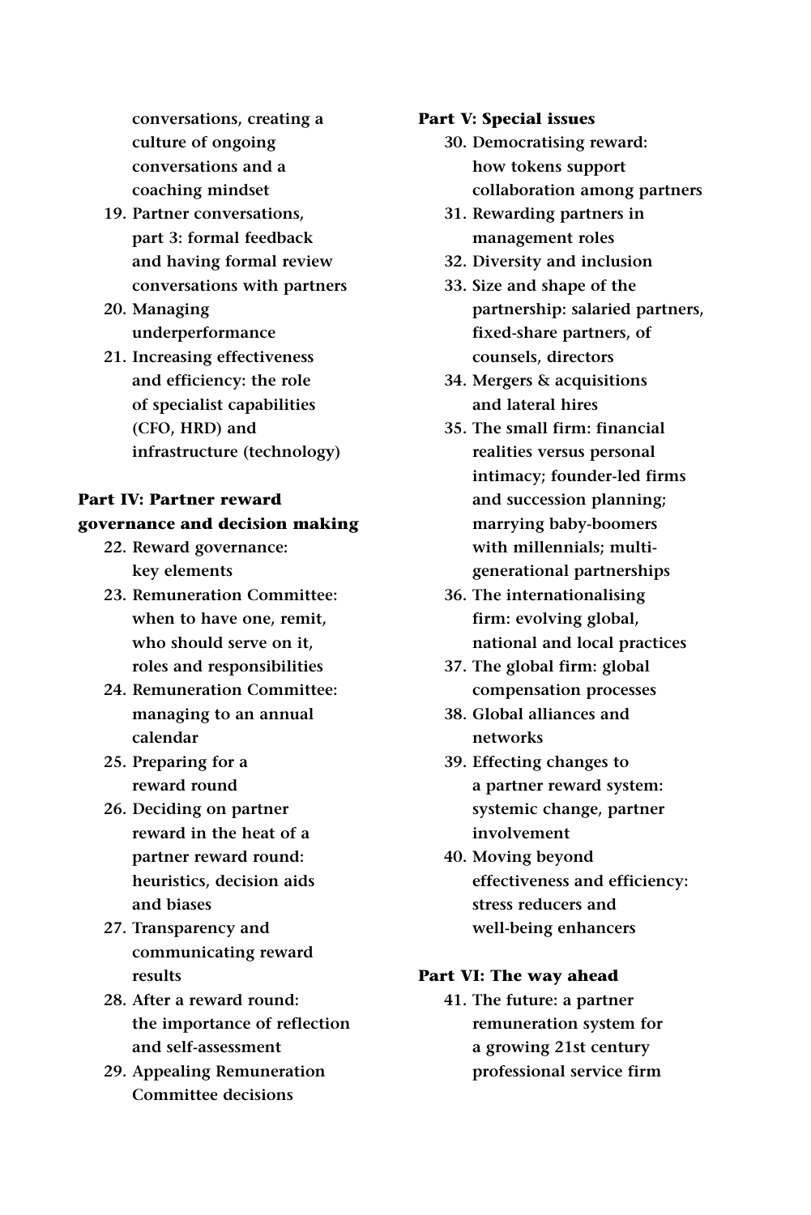conversations, creating a culture of ongoing conversations and a coaching mindset

19. Partner conversations, part 3: formal feedback and having formal review conversations with partners
20. Managing underperformance
21. Increasing effectiveness and efficiency: the role of specialist capabilities (CFO, HRD) and infrastructure (technology)

**Part IV: Partner reward governance and decision making**

22. Reward governance: key elements
23. Remuneration Committee: when to have one, remit, who should serve on it, roles and responsibilities
24. Remuneration Committee: managing to an annual calendar
25. Preparing for a reward round
26. Deciding on partner reward in the heat of a partner reward round: heuristics, decision aids and biases
27. Transparency and communicating reward results
28. After a reward round: the importance of reflection and self-assessment
29. Appealing Remuneration Committee decisions

**Part V: Special issues**

30. Democratising reward: how tokens support collaboration among partners
31. Rewarding partners in management roles
32. Diversity and inclusion
33. Size and shape of the partnership: salaried partners, fixed-share partners, of counsels, directors
34. Mergers & acquisitions and lateral hires
35. The small firm: financial realities versus personal intimacy; founder-led firms and succession planning; marrying baby-boomers with millennials; multi-generational partnerships
36. The internationalising firm: evolving global, national and local practices
37. The global firm: global compensation processes
38. Global alliances and networks
39. Effecting changes to a partner reward system: systemic change, partner involvement
40. Moving beyond effectiveness and efficiency: stress reducers and well-being enhancers

**Part VI: The way ahead**

41. The future: a partner remuneration system for a growing 21st century professional service firm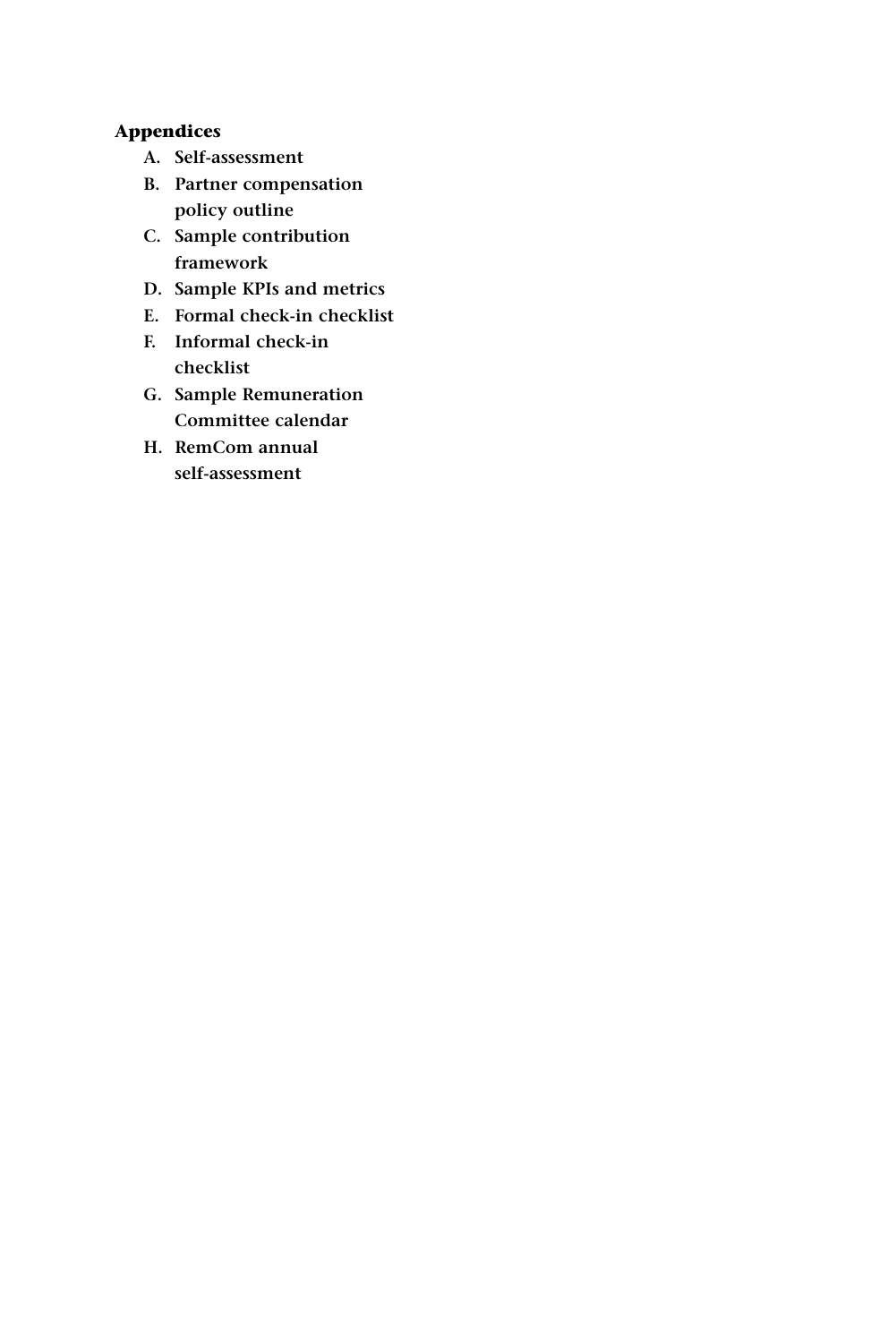**Appendices**

A. **Self-assessment**
B. **Partner compensation policy outline**
C. **Sample contribution framework**
D. **Sample KPIs and metrics**
E. **Formal check-in checklist**
F. **Informal check-in checklist**
G. **Sample Remuneration Committee calendar**
H. **RemCom annual self-assessment**